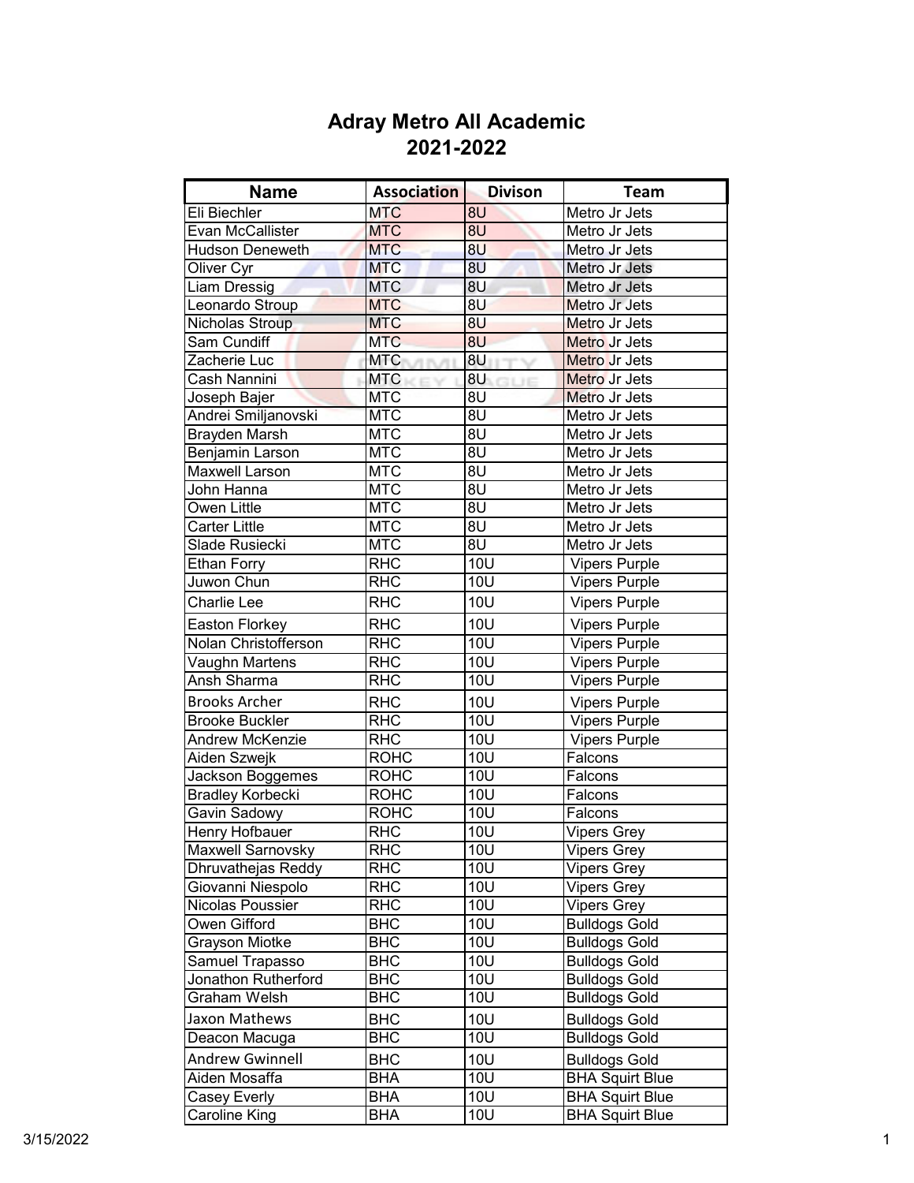# Adray Metro All Academic
# 2021-2022

| Name | Association | Divison | Team |
|---|---|---|---|
| Eli Biechler | MTC | 8U | Metro Jr Jets |
| Evan McCallister | MTC | 8U | Metro Jr Jets |
| Hudson Deneweth | MTC | 8U | Metro Jr Jets |
| Oliver Cyr | MTC | 8U | Metro Jr Jets |
| Liam Dressig | MTC | 8U | Metro Jr Jets |
| Leonardo Stroup | MTC | 8U | Metro Jr Jets |
| Nicholas Stroup | MTC | 8U | Metro Jr Jets |
| Sam Cundiff | MTC | 8U | Metro Jr Jets |
| Zacherie Luc | MTC | 8U | Metro Jr Jets |
| Cash Nannini | MTC | 8U | Metro Jr Jets |
| Joseph Bajer | MTC | 8U | Metro Jr Jets |
| Andrei Smiljanovski | MTC | 8U | Metro Jr Jets |
| Brayden Marsh | MTC | 8U | Metro Jr Jets |
| Benjamin Larson | MTC | 8U | Metro Jr Jets |
| Maxwell Larson | MTC | 8U | Metro Jr Jets |
| John Hanna | MTC | 8U | Metro Jr Jets |
| Owen Little | MTC | 8U | Metro Jr Jets |
| Carter Little | MTC | 8U | Metro Jr Jets |
| Slade Rusiecki | MTC | 8U | Metro Jr Jets |
| Ethan Forry | RHC | 10U | Vipers Purple |
| Juwon Chun | RHC | 10U | Vipers Purple |
| Charlie Lee | RHC | 10U | Vipers Purple |
| Easton Florkey | RHC | 10U | Vipers Purple |
| Nolan Christofferson | RHC | 10U | Vipers Purple |
| Vaughn Martens | RHC | 10U | Vipers Purple |
| Ansh Sharma | RHC | 10U | Vipers Purple |
| Brooks Archer | RHC | 10U | Vipers Purple |
| Brooke Buckler | RHC | 10U | Vipers Purple |
| Andrew McKenzie | RHC | 10U | Vipers Purple |
| Aiden Szwejk | ROHC | 10U | Falcons |
| Jackson Boggemes | ROHC | 10U | Falcons |
| Bradley Korbecki | ROHC | 10U | Falcons |
| Gavin Sadowy | ROHC | 10U | Falcons |
| Henry Hofbauer | RHC | 10U | Vipers Grey |
| Maxwell Sarnovsky | RHC | 10U | Vipers Grey |
| Dhruvathejas Reddy | RHC | 10U | Vipers Grey |
| Giovanni Niespolo | RHC | 10U | Vipers Grey |
| Nicolas Poussier | RHC | 10U | Vipers Grey |
| Owen Gifford | BHC | 10U | Bulldogs Gold |
| Grayson Miotke | BHC | 10U | Bulldogs Gold |
| Samuel Trapasso | BHC | 10U | Bulldogs Gold |
| Jonathon Rutherford | BHC | 10U | Bulldogs Gold |
| Graham Welsh | BHC | 10U | Bulldogs Gold |
| Jaxon Mathews | BHC | 10U | Bulldogs Gold |
| Deacon Macuga | BHC | 10U | Bulldogs Gold |
| Andrew Gwinnell | BHC | 10U | Bulldogs Gold |
| Aiden Mosaffa | BHA | 10U | BHA Squirt Blue |
| Casey Everly | BHA | 10U | BHA Squirt Blue |
| Caroline King | BHA | 10U | BHA Squirt Blue |

3/15/2022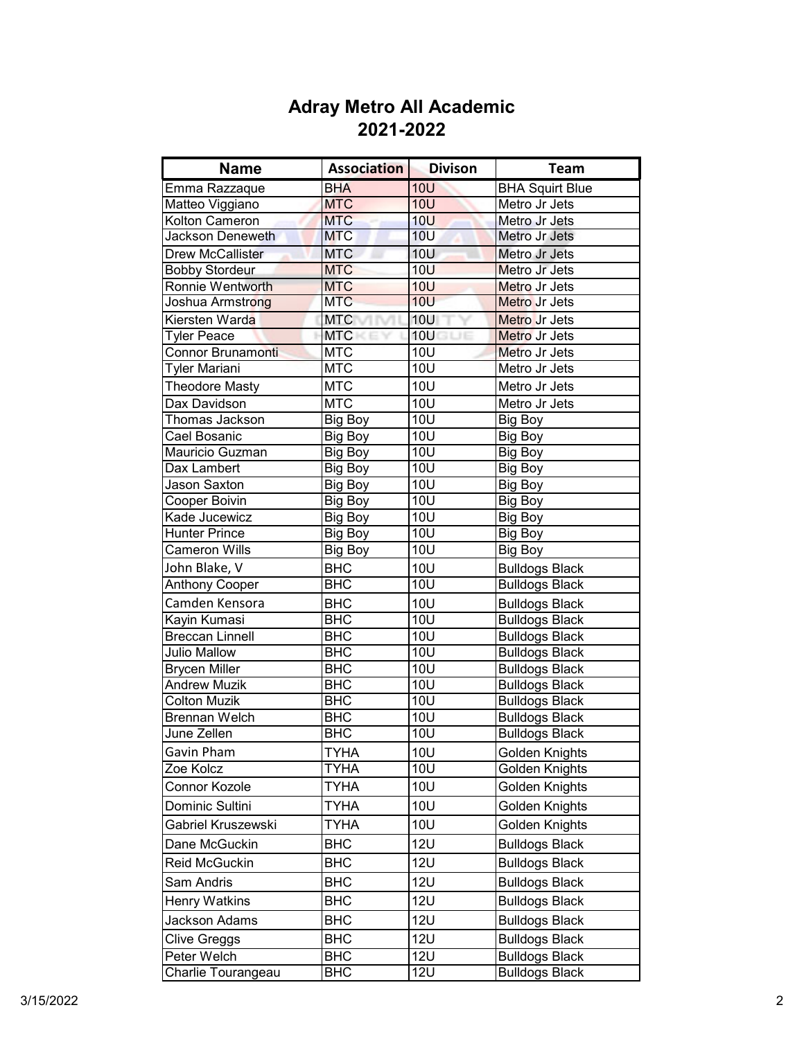# Adray Metro All Academic
## 2021-2022

| Name | Association | Divison | Team |
|---|---|---|---|
| Emma Razzaque | BHA | 10U | BHA Squirt Blue |
| Matteo Viggiano | MTC | 10U | Metro Jr Jets |
| Kolton Cameron | MTC | 10U | Metro Jr Jets |
| Jackson Deneweth | MTC | 10U | Metro Jr Jets |
| Drew McCallister | MTC | 10U | Metro Jr Jets |
| Bobby Stordeur | MTC | 10U | Metro Jr Jets |
| Ronnie Wentworth | MTC | 10U | Metro Jr Jets |
| Joshua Armstrong | MTC | 10U | Metro Jr Jets |
| Kiersten Warda | MTC | 10U | Metro Jr Jets |
| Tyler Peace | MTC | 10U | Metro Jr Jets |
| Connor Brunamonti | MTC | 10U | Metro Jr Jets |
| Tyler Mariani | MTC | 10U | Metro Jr Jets |
| Theodore Masty | MTC | 10U | Metro Jr Jets |
| Dax Davidson | MTC | 10U | Metro Jr Jets |
| Thomas Jackson | Big Boy | 10U | Big Boy |
| Cael Bosanic | Big Boy | 10U | Big Boy |
| Mauricio Guzman | Big Boy | 10U | Big Boy |
| Dax Lambert | Big Boy | 10U | Big Boy |
| Jason Saxton | Big Boy | 10U | Big Boy |
| Cooper Boivin | Big Boy | 10U | Big Boy |
| Kade Jucewicz | Big Boy | 10U | Big Boy |
| Hunter Prince | Big Boy | 10U | Big Boy |
| Cameron Wills | Big Boy | 10U | Big Boy |
| John Blake, V | BHC | 10U | Bulldogs Black |
| Anthony Cooper | BHC | 10U | Bulldogs Black |
| Camden Kensora | BHC | 10U | Bulldogs Black |
| Kayin Kumasi | BHC | 10U | Bulldogs Black |
| Breccan Linnell | BHC | 10U | Bulldogs Black |
| Julio Mallow | BHC | 10U | Bulldogs Black |
| Brycen Miller | BHC | 10U | Bulldogs Black |
| Andrew Muzik | BHC | 10U | Bulldogs Black |
| Colton Muzik | BHC | 10U | Bulldogs Black |
| Brennan Welch | BHC | 10U | Bulldogs Black |
| June Zellen | BHC | 10U | Bulldogs Black |
| Gavin Pham | TYHA | 10U | Golden Knights |
| Zoe Kolcz | TYHA | 10U | Golden Knights |
| Connor Kozole | TYHA | 10U | Golden Knights |
| Dominic Sultini | TYHA | 10U | Golden Knights |
| Gabriel Kruszewski | TYHA | 10U | Golden Knights |
| Dane McGuckin | BHC | 12U | Bulldogs Black |
| Reid McGuckin | BHC | 12U | Bulldogs Black |
| Sam Andris | BHC | 12U | Bulldogs Black |
| Henry Watkins | BHC | 12U | Bulldogs Black |
| Jackson Adams | BHC | 12U | Bulldogs Black |
| Clive Greggs | BHC | 12U | Bulldogs Black |
| Peter Welch | BHC | 12U | Bulldogs Black |
| Charlie Tourangeau | BHC | 12U | Bulldogs Black |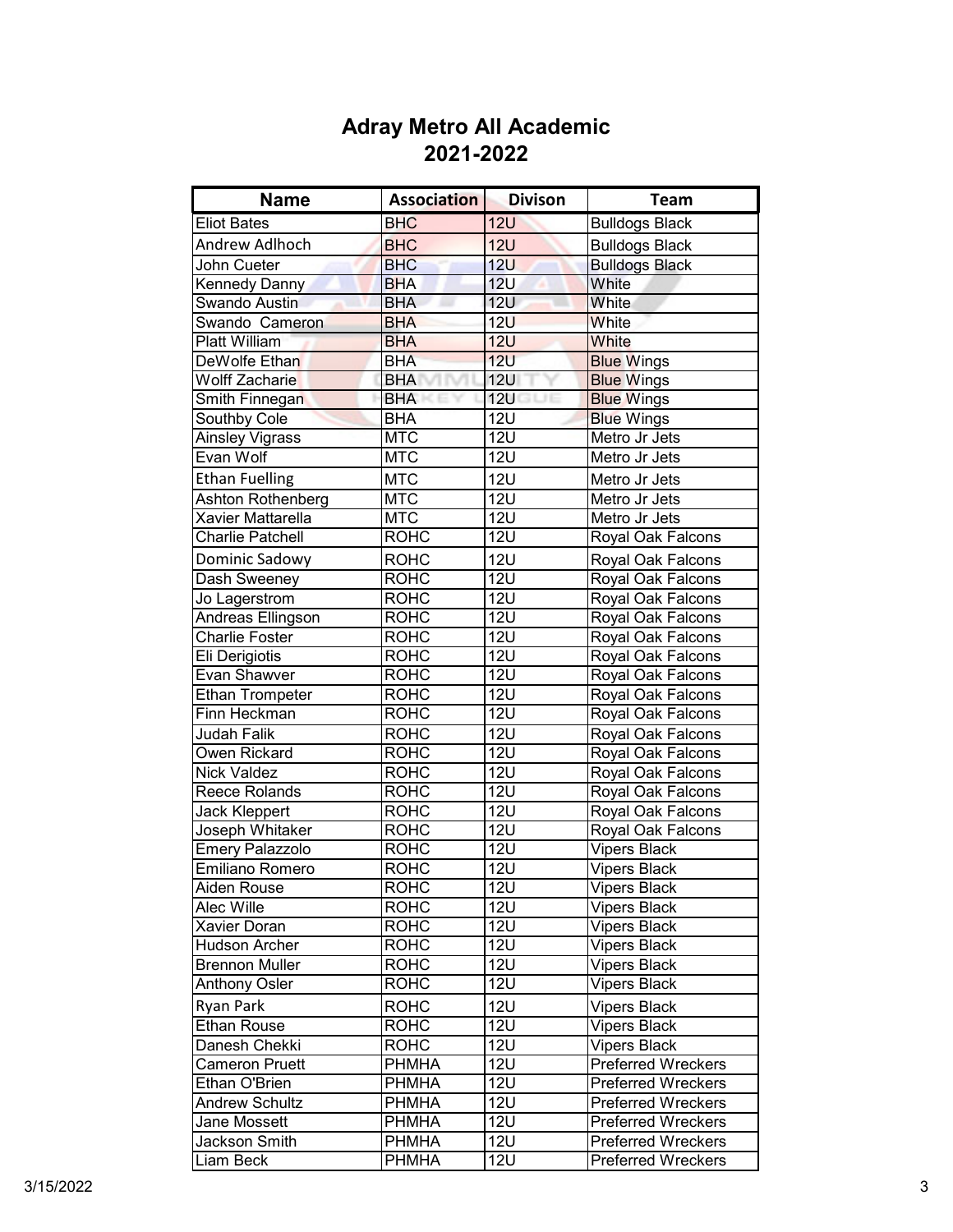# Adray Metro All Academic
## 2021-2022

| Name | Association | Divison | Team |
|---|---|---|---|
| Eliot Bates | BHC | 12U | Bulldogs Black |
| Andrew Adlhoch | BHC | 12U | Bulldogs Black |
| John Cueter | BHC | 12U | Bulldogs Black |
| Kennedy Danny | BHA | 12U | White |
| Swando Austin | BHA | 12U | White |
| Swando Cameron | BHA | 12U | White |
| Platt William | BHA | 12U | White |
| DeWolfe Ethan | BHA | 12U | Blue Wings |
| Wolff Zacharie | BHA | 12U | Blue Wings |
| Smith Finnegan | BHA | 12U | Blue Wings |
| Southby Cole | BHA | 12U | Blue Wings |
| Ainsley Vigrass | MTC | 12U | Metro Jr Jets |
| Evan Wolf | MTC | 12U | Metro Jr Jets |
| Ethan Fuelling | MTC | 12U | Metro Jr Jets |
| Ashton Rothenberg | MTC | 12U | Metro Jr Jets |
| Xavier Mattarella | MTC | 12U | Metro Jr Jets |
| Charlie Patchell | ROHC | 12U | Royal Oak Falcons |
| Dominic Sadowy | ROHC | 12U | Royal Oak Falcons |
| Dash Sweeney | ROHC | 12U | Royal Oak Falcons |
| Jo Lagerstrom | ROHC | 12U | Royal Oak Falcons |
| Andreas Ellingson | ROHC | 12U | Royal Oak Falcons |
| Charlie Foster | ROHC | 12U | Royal Oak Falcons |
| Eli Derigiotis | ROHC | 12U | Royal Oak Falcons |
| Evan Shawver | ROHC | 12U | Royal Oak Falcons |
| Ethan Trompeter | ROHC | 12U | Royal Oak Falcons |
| Finn Heckman | ROHC | 12U | Royal Oak Falcons |
| Judah Falik | ROHC | 12U | Royal Oak Falcons |
| Owen Rickard | ROHC | 12U | Royal Oak Falcons |
| Nick Valdez | ROHC | 12U | Royal Oak Falcons |
| Reece Rolands | ROHC | 12U | Royal Oak Falcons |
| Jack Kleppert | ROHC | 12U | Royal Oak Falcons |
| Joseph Whitaker | ROHC | 12U | Royal Oak Falcons |
| Emery Palazzolo | ROHC | 12U | Vipers Black |
| Emiliano Romero | ROHC | 12U | Vipers Black |
| Aiden Rouse | ROHC | 12U | Vipers Black |
| Alec Wille | ROHC | 12U | Vipers Black |
| Xavier Doran | ROHC | 12U | Vipers Black |
| Hudson Archer | ROHC | 12U | Vipers Black |
| Brennon Muller | ROHC | 12U | Vipers Black |
| Anthony Osler | ROHC | 12U | Vipers Black |
| Ryan Park | ROHC | 12U | Vipers Black |
| Ethan Rouse | ROHC | 12U | Vipers Black |
| Danesh Chekki | ROHC | 12U | Vipers Black |
| Cameron Pruett | PHMHA | 12U | Preferred Wreckers |
| Ethan O'Brien | PHMHA | 12U | Preferred Wreckers |
| Andrew Schultz | PHMHA | 12U | Preferred Wreckers |
| Jane Mossett | PHMHA | 12U | Preferred Wreckers |
| Jackson Smith | PHMHA | 12U | Preferred Wreckers |
| Liam Beck | PHMHA | 12U | Preferred Wreckers |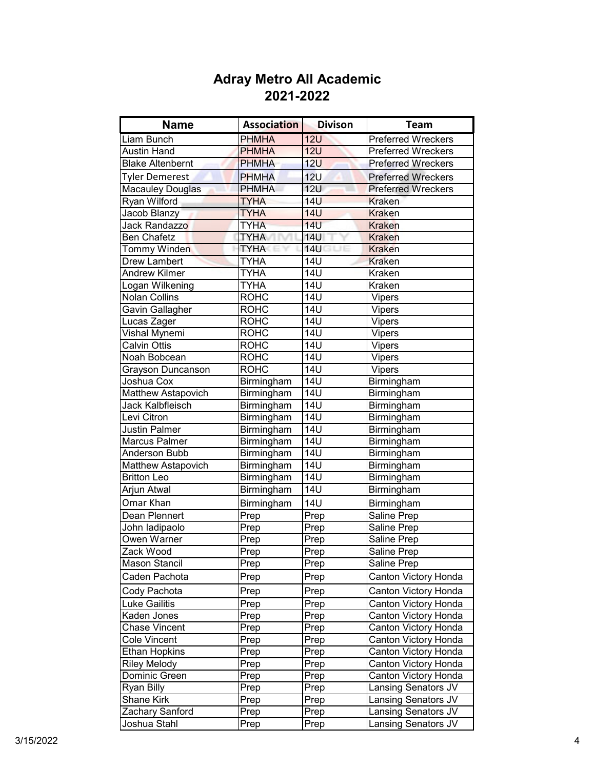# Adray Metro All Academic
## 2021-2022

| Name | Association | Divison | Team |
|---|---|---|---|
| Liam Bunch | PHMHA | 12U | Preferred Wreckers |
| Austin Hand | PHMHA | 12U | Preferred Wreckers |
| Blake Altenbernt | PHMHA | 12U | Preferred Wreckers |
| Tyler Demerest | PHMHA | 12U | Preferred Wreckers |
| Macauley Douglas | PHMHA | 12U | Preferred Wreckers |
| Ryan Wilford | TYHA | 14U | Kraken |
| Jacob Blanzy | TYHA | 14U | Kraken |
| Jack Randazzo | TYHA | 14U | Kraken |
| Ben Chafetz | TYHA | 14U | Kraken |
| Tommy Winden | TYHA | 14U | Kraken |
| Drew Lambert | TYHA | 14U | Kraken |
| Andrew Kilmer | TYHA | 14U | Kraken |
| Logan Wilkening | TYHA | 14U | Kraken |
| Nolan Collins | ROHC | 14U | Vipers |
| Gavin Gallagher | ROHC | 14U | Vipers |
| Lucas Zager | ROHC | 14U | Vipers |
| Vishal Mynemi | ROHC | 14U | Vipers |
| Calvin Ottis | ROHC | 14U | Vipers |
| Noah Bobcean | ROHC | 14U | Vipers |
| Grayson Duncanson | ROHC | 14U | Vipers |
| Joshua Cox | Birmingham | 14U | Birmingham |
| Matthew Astapovich | Birmingham | 14U | Birmingham |
| Jack Kalbfleisch | Birmingham | 14U | Birmingham |
| Levi Citron | Birmingham | 14U | Birmingham |
| Justin Palmer | Birmingham | 14U | Birmingham |
| Marcus Palmer | Birmingham | 14U | Birmingham |
| Anderson Bubb | Birmingham | 14U | Birmingham |
| Matthew Astapovich | Birmingham | 14U | Birmingham |
| Britton Leo | Birmingham | 14U | Birmingham |
| Arjun Atwal | Birmingham | 14U | Birmingham |
| Omar Khan | Birmingham | 14U | Birmingham |
| Dean Plennert | Prep | Prep | Saline Prep |
| John Iadipaolo | Prep | Prep | Saline Prep |
| Owen Warner | Prep | Prep | Saline Prep |
| Zack Wood | Prep | Prep | Saline Prep |
| Mason Stancil | Prep | Prep | Saline Prep |
| Caden Pachota | Prep | Prep | Canton Victory Honda |
| Cody Pachota | Prep | Prep | Canton Victory Honda |
| Luke Gailitis | Prep | Prep | Canton Victory Honda |
| Kaden Jones | Prep | Prep | Canton Victory Honda |
| Chase Vincent | Prep | Prep | Canton Victory Honda |
| Cole Vincent | Prep | Prep | Canton Victory Honda |
| Ethan Hopkins | Prep | Prep | Canton Victory Honda |
| Riley Melody | Prep | Prep | Canton Victory Honda |
| Dominic Green | Prep | Prep | Canton Victory Honda |
| Ryan Billy | Prep | Prep | Lansing Senators JV |
| Shane Kirk | Prep | Prep | Lansing Senators JV |
| Zachary Sanford | Prep | Prep | Lansing Senators JV |
| Joshua Stahl | Prep | Prep | Lansing Senators JV |

3/15/2022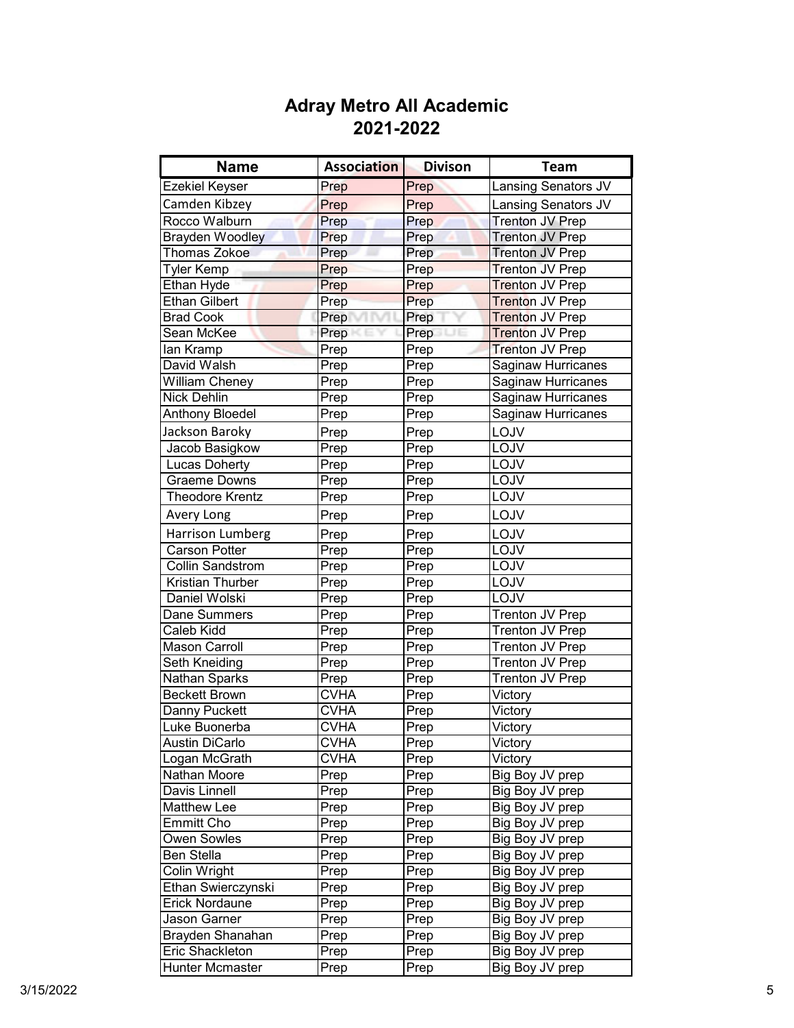# Adray Metro All Academic
## 2021-2022

| Name | Association | Divison | Team |
|---|---|---|---|
| Ezekiel Keyser | Prep | Prep | Lansing Senators JV |
| Camden Kibzey | Prep | Prep | Lansing Senators JV |
| Rocco Walburn | Prep | Prep | Trenton JV Prep |
| Brayden Woodley | Prep | Prep | Trenton JV Prep |
| Thomas Zokoe | Prep | Prep | Trenton JV Prep |
| Tyler Kemp | Prep | Prep | Trenton JV Prep |
| Ethan Hyde | Prep | Prep | Trenton JV Prep |
| Ethan Gilbert | Prep | Prep | Trenton JV Prep |
| Brad Cook | Prep | Prep | Trenton JV Prep |
| Sean McKee | Prep | Prep | Trenton JV Prep |
| Ian Kramp | Prep | Prep | Trenton JV Prep |
| David Walsh | Prep | Prep | Saginaw Hurricanes |
| William Cheney | Prep | Prep | Saginaw Hurricanes |
| Nick Dehlin | Prep | Prep | Saginaw Hurricanes |
| Anthony Bloedel | Prep | Prep | Saginaw Hurricanes |
| Jackson Baroky | Prep | Prep | LOJV |
| Jacob Basigkow | Prep | Prep | LOJV |
| Lucas Doherty | Prep | Prep | LOJV |
| Graeme Downs | Prep | Prep | LOJV |
| Theodore Krentz | Prep | Prep | LOJV |
| Avery Long | Prep | Prep | LOJV |
| Harrison Lumberg | Prep | Prep | LOJV |
| Carson Potter | Prep | Prep | LOJV |
| Collin Sandstrom | Prep | Prep | LOJV |
| Kristian Thurber | Prep | Prep | LOJV |
| Daniel Wolski | Prep | Prep | LOJV |
| Dane Summers | Prep | Prep | Trenton JV Prep |
| Caleb Kidd | Prep | Prep | Trenton JV Prep |
| Mason Carroll | Prep | Prep | Trenton JV Prep |
| Seth Kneiding | Prep | Prep | Trenton JV Prep |
| Nathan Sparks | Prep | Prep | Trenton JV Prep |
| Beckett Brown | CVHA | Prep | Victory |
| Danny Puckett | CVHA | Prep | Victory |
| Luke Buonerba | CVHA | Prep | Victory |
| Austin DiCarlo | CVHA | Prep | Victory |
| Logan McGrath | CVHA | Prep | Victory |
| Nathan Moore | Prep | Prep | Big Boy JV prep |
| Davis Linnell | Prep | Prep | Big Boy JV prep |
| Matthew Lee | Prep | Prep | Big Boy JV prep |
| Emmitt Cho | Prep | Prep | Big Boy JV prep |
| Owen Sowles | Prep | Prep | Big Boy JV prep |
| Ben Stella | Prep | Prep | Big Boy JV prep |
| Colin Wright | Prep | Prep | Big Boy JV prep |
| Ethan Swierczynski | Prep | Prep | Big Boy JV prep |
| Erick Nordaune | Prep | Prep | Big Boy JV prep |
| Jason Garner | Prep | Prep | Big Boy JV prep |
| Brayden Shanahan | Prep | Prep | Big Boy JV prep |
| Eric Shackleton | Prep | Prep | Big Boy JV prep |
| Hunter Mcmaster | Prep | Prep | Big Boy JV prep |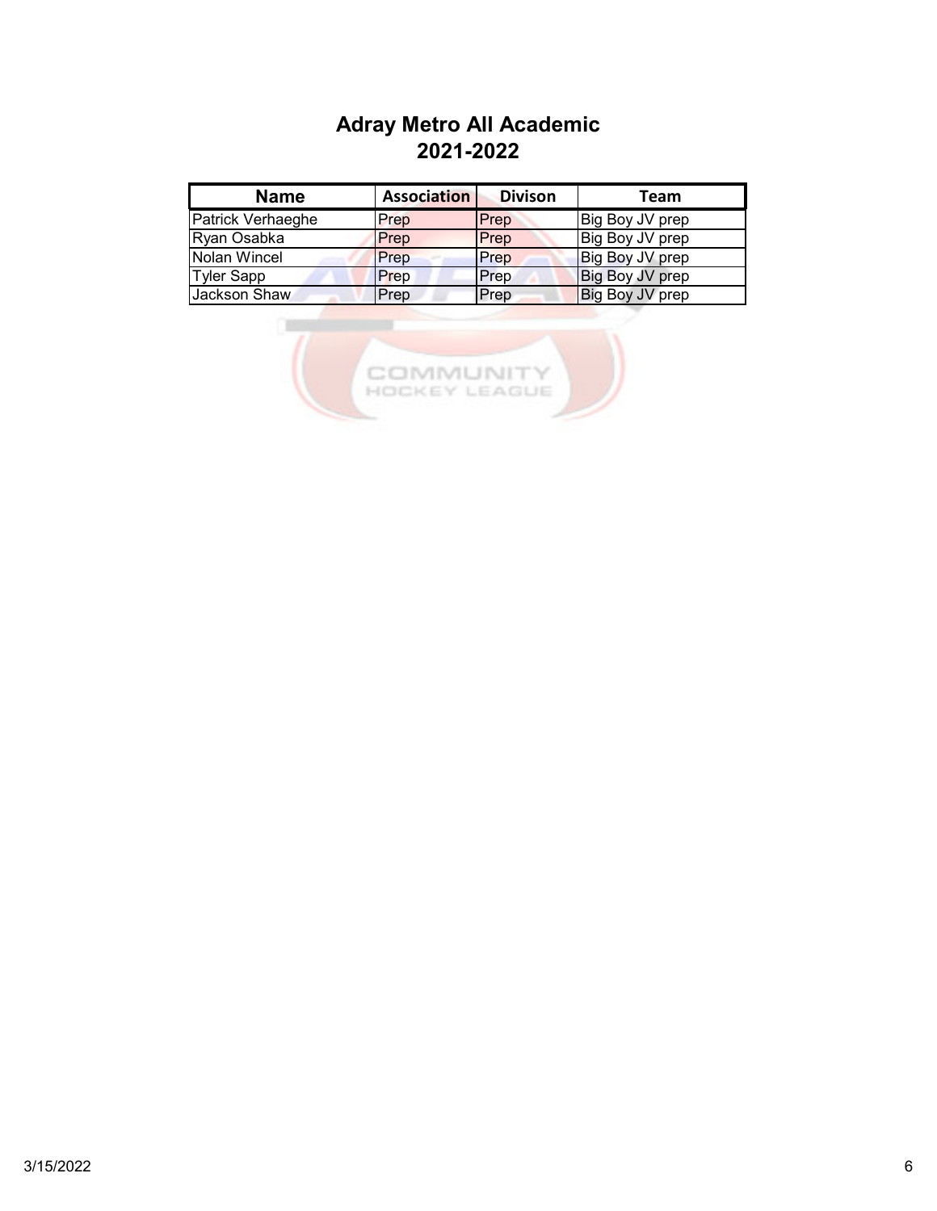# Adray Metro All Academic
## 2021-2022

| Name | Association | Divison | Team |
| --- | --- | --- | --- |
| Patrick Verhaeghe | Prep | Prep | Big Boy JV prep |
| Ryan Osabka | Prep | Prep | Big Boy JV prep |
| Nolan Wincel | Prep | Prep | Big Boy JV prep |
| Tyler Sapp | Prep | Prep | Big Boy JV prep |
| Jackson Shaw | Prep | Prep | Big Boy JV prep |

3/15/2022